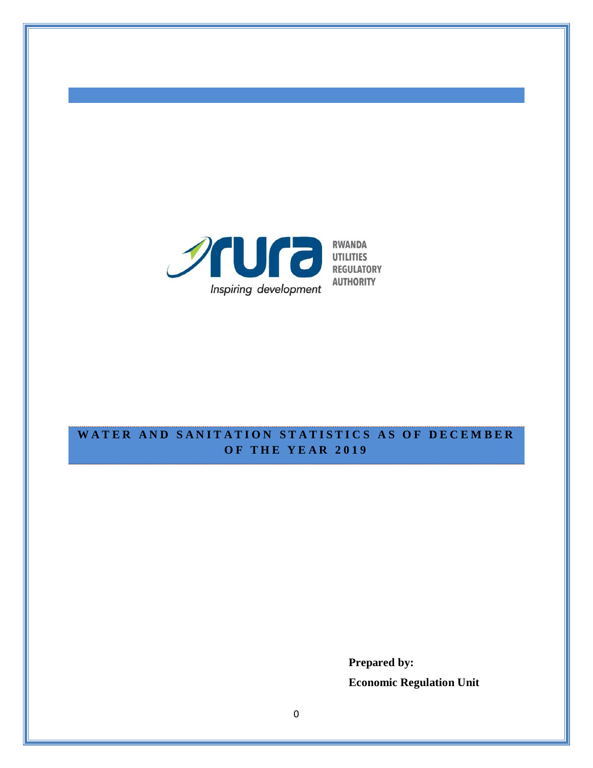RWANDA UTILITIES REGULATORY AUTHORITY

*Inspiring development*

# WATER AND SANITATION STATISTICS AS OF DECEMBER OF THE YEAR 2019

**Prepared by:**

**Economic Regulation Unit**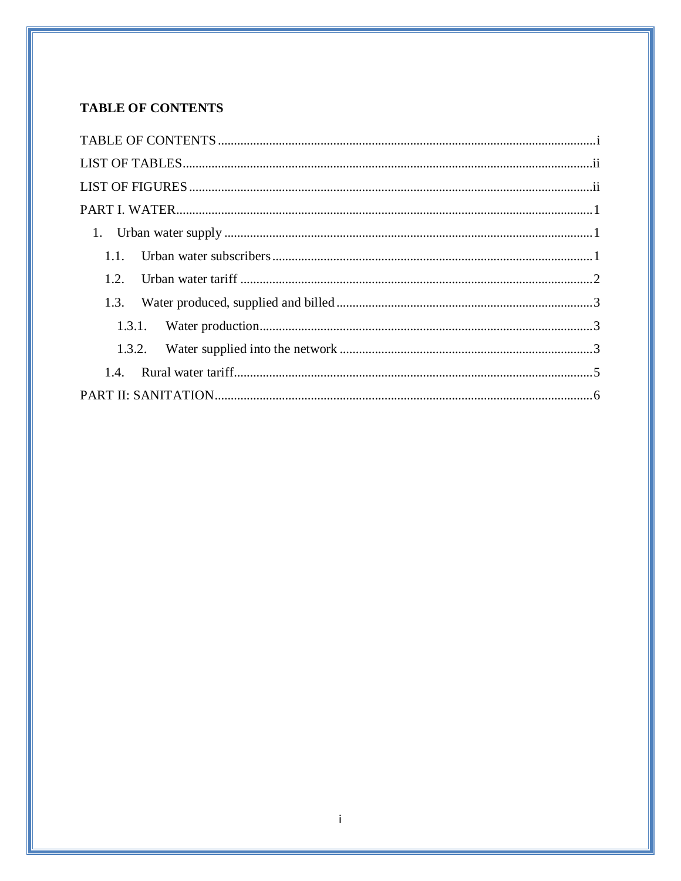**TABLE OF CONTENTS**

TABLE OF CONTENTS .................................................................................................................... i

LIST OF TABLES ...................................................................................................................... ii

LIST OF FIGURES ..................................................................................................................... ii

PART I. WATER ........................................................................................................................ 1

1. Urban water supply ................................................................................................................ 1

   1.1. Urban water subscribers ................................................................................................... 1

   1.2. Urban water tariff ............................................................................................................. 2

   1.3. Water produced, supplied and billed ................................................................................ 3

      1.3.1. Water production ......................................................................................................... 3

      1.3.2. Water supplied into the network ................................................................................. 3

   1.4. Rural water tariff ............................................................................................................... 5

PART II: SANITATION ............................................................................................................. 6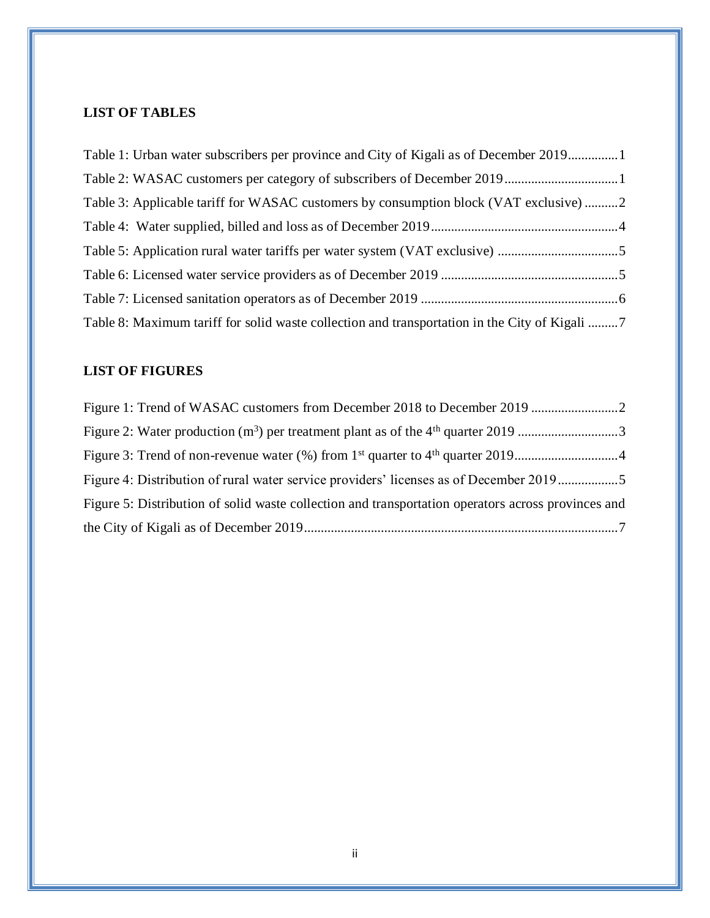## LIST OF TABLES

Table 1: Urban water subscribers per province and City of Kigali as of December 2019..............1

Table 2: WASAC customers per category of subscribers of December 2019.................................1

Table 3: Applicable tariff for WASAC customers by consumption block (VAT exclusive) ..........2

Table 4: Water supplied, billed and loss as of December 2019.......................................................4

Table 5: Application rural water tariffs per water system (VAT exclusive) ...................................5

Table 6: Licensed water service providers as of December 2019 ....................................................5

Table 7: Licensed sanitation operators as of December 2019 ..........................................................6

Table 8: Maximum tariff for solid waste collection and transportation in the City of Kigali .........7

## LIST OF FIGURES

Figure 1: Trend of WASAC customers from December 2018 to December 2019 ..........................2

Figure 2: Water production ($m^3$) per treatment plant as of the 4th quarter 2019 .............................3

Figure 3: Trend of non-revenue water (%) from 1st quarter to 4th quarter 2019...............................4

Figure 4: Distribution of rural water service providers' licenses as of December 2019.................5

Figure 5: Distribution of solid waste collection and transportation operators across provinces and the City of Kigali as of December 2019.............................................................................................7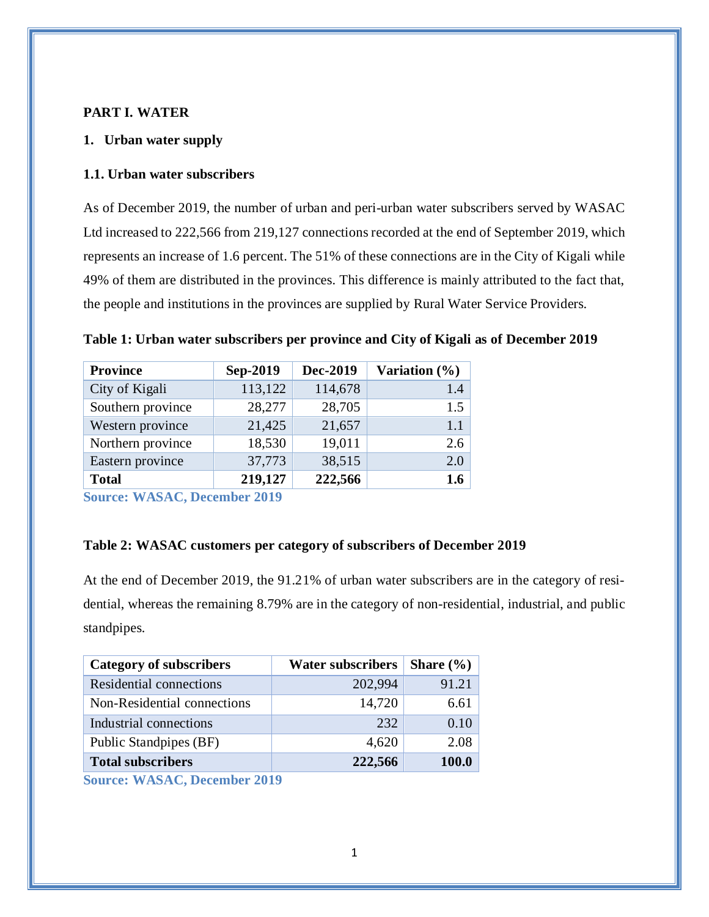# PART I. WATER

## 1. Urban water supply

### 1.1. Urban water subscribers

As of December 2019, the number of urban and peri-urban water subscribers served by WASAC Ltd increased to 222,566 from 219,127 connections recorded at the end of September 2019, which represents an increase of 1.6 percent. The 51% of these connections are in the City of Kigali while 49% of them are distributed in the provinces. This difference is mainly attributed to the fact that, the people and institutions in the provinces are supplied by Rural Water Service Providers.

**Table 1: Urban water subscribers per province and City of Kigali as of December 2019**

| Province | Sep-2019 | Dec-2019 | Variation (%) |
|---|---|---|---|
| City of Kigali | 113,122 | 114,678 | 1.4 |
| Southern province | 28,277 | 28,705 | 1.5 |
| Western province | 21,425 | 21,657 | 1.1 |
| Northern province | 18,530 | 19,011 | 2.6 |
| Eastern province | 37,773 | 38,515 | 2.0 |
| **Total** | **219,127** | **222,566** | **1.6** |

**Source: WASAC, December 2019**

**Table 2: WASAC customers per category of subscribers of December 2019**

At the end of December 2019, the 91.21% of urban water subscribers are in the category of residential, whereas the remaining 8.79% are in the category of non-residential, industrial, and public standpipes.

| Category of subscribers | Water subscribers | Share (%) |
|---|---|---|
| Residential connections | 202,994 | 91.21 |
| Non-Residential connections | 14,720 | 6.61 |
| Industrial connections | 232 | 0.10 |
| Public Standpipes (BF) | 4,620 | 2.08 |
| **Total subscribers** | **222,566** | **100.0** |

**Source: WASAC, December 2019**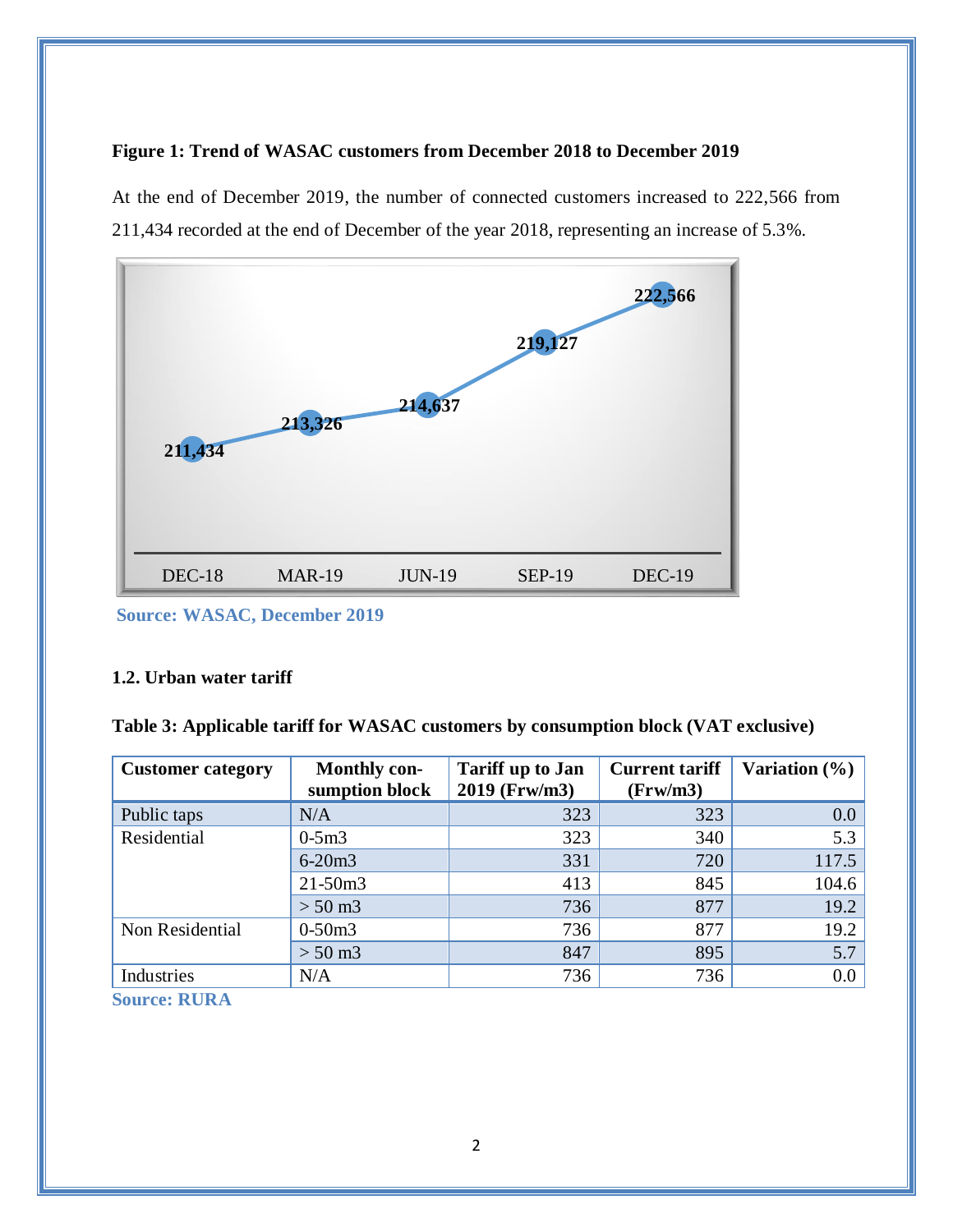**Figure 1: Trend of WASAC customers from December 2018 to December 2019**

At the end of December 2019, the number of connected customers increased to 222,566 from 211,434 recorded at the end of December of the year 2018, representing an increase of 5.3%.

| DEC-18 | MAR-19 | JUN-19 | SEP-19 | DEC-19 |
|---|---|---|---|---|
| 211,434 | 213,326 | 214,637 | 219,127 | 222,566 |

**Source: WASAC, December 2019**

### 1.2. Urban water tariff

**Table 3: Applicable tariff for WASAC customers by consumption block (VAT exclusive)**

| Customer category | Monthly consumption block | Tariff up to Jan 2019 (Frw/m3) | Current tariff (Frw/m3) | Variation (%) |
|---|---|---|---|---|
| Public taps | N/A | 323 | 323 | 0.0 |
| Residential | 0-5m3 | 323 | 340 | 5.3 |
| | 6-20m3 | 331 | 720 | 117.5 |
| | 21-50m3 | 413 | 845 | 104.6 |
| | > 50 m3 | 736 | 877 | 19.2 |
| Non Residential | 0-50m3 | 736 | 877 | 19.2 |
| | > 50 m3 | 847 | 895 | 5.7 |
| Industries | N/A | 736 | 736 | 0.0 |

**Source: RURA**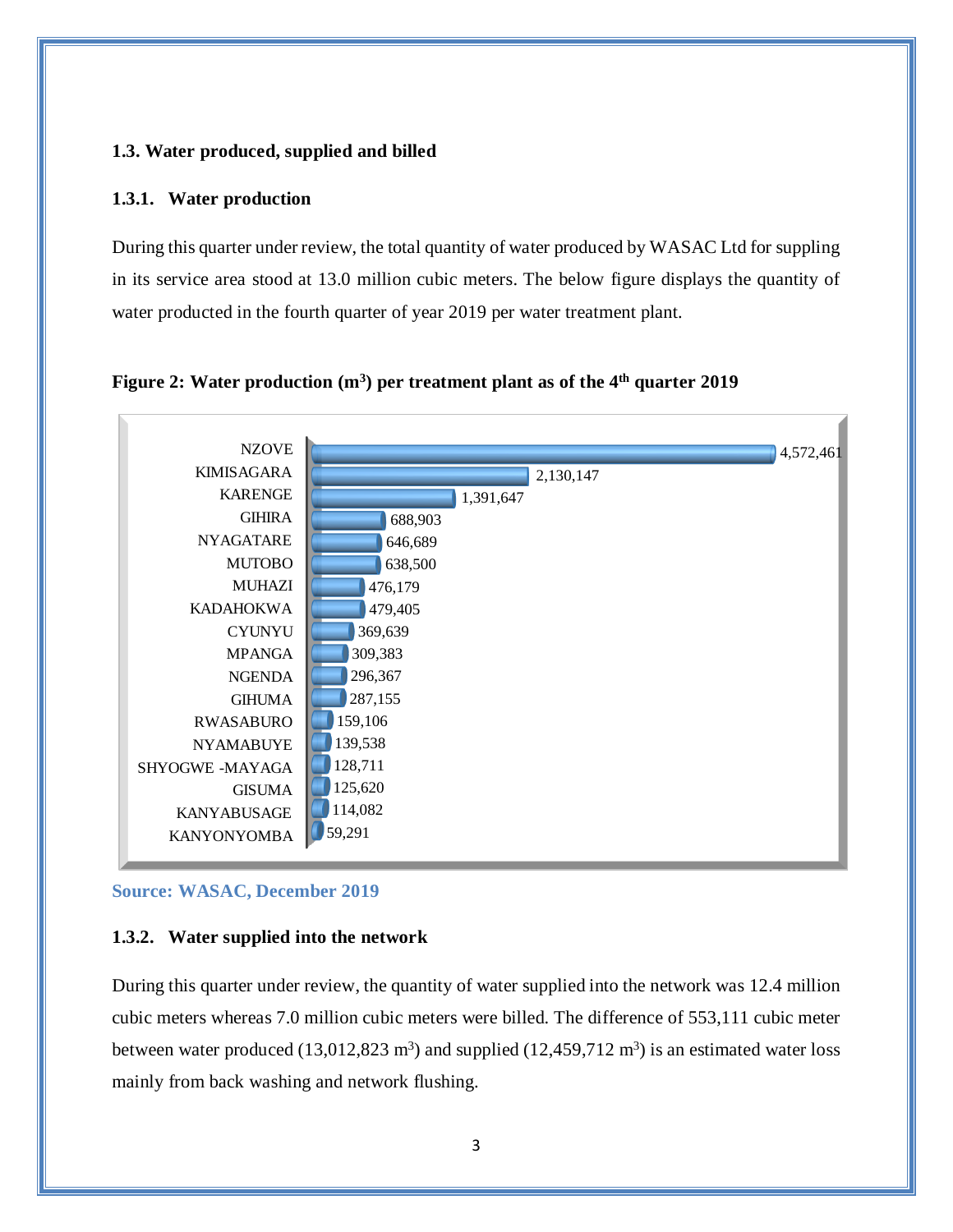### 1.3. Water produced, supplied and billed

#### 1.3.1. Water production

During this quarter under review, the total quantity of water produced by WASAC Ltd for suppling in its service area stood at 13.0 million cubic meters. The below figure displays the quantity of water producted in the fourth quarter of year 2019 per water treatment plant.

**Figure 2: Water production ($m^3$) per treatment plant as of the 4th quarter 2019**

| Treatment plant | Water production ($m^3$) |
|---|---|
| NZOVE | 4,572,461 |
| KIMISAGARA | 2,130,147 |
| KARENGE | 1,391,647 |
| GIHIRA | 688,903 |
| NYAGATARE | 646,689 |
| MUTOBO | 638,500 |
| MUHAZI | 476,179 |
| KADAHOKWA | 479,405 |
| CYUNYU | 369,639 |
| MPANGA | 309,383 |
| NGENDA | 296,367 |
| GIHUMA | 287,155 |
| RWASABURO | 159,106 |
| NYAMABUYE | 139,538 |
| SHYOGWE -MAYAGA | 128,711 |
| GISUMA | 125,620 |
| KANYABUSAGE | 114,082 |
| KANYONYOMBA | 59,291 |

**Source: WASAC, December 2019**

#### 1.3.2. Water supplied into the network

During this quarter under review, the quantity of water supplied into the network was 12.4 million cubic meters whereas 7.0 million cubic meters were billed. The difference of 553,111 cubic meter between water produced (13,012,823 $m^3$) and supplied (12,459,712 $m^3$) is an estimated water loss mainly from back washing and network flushing.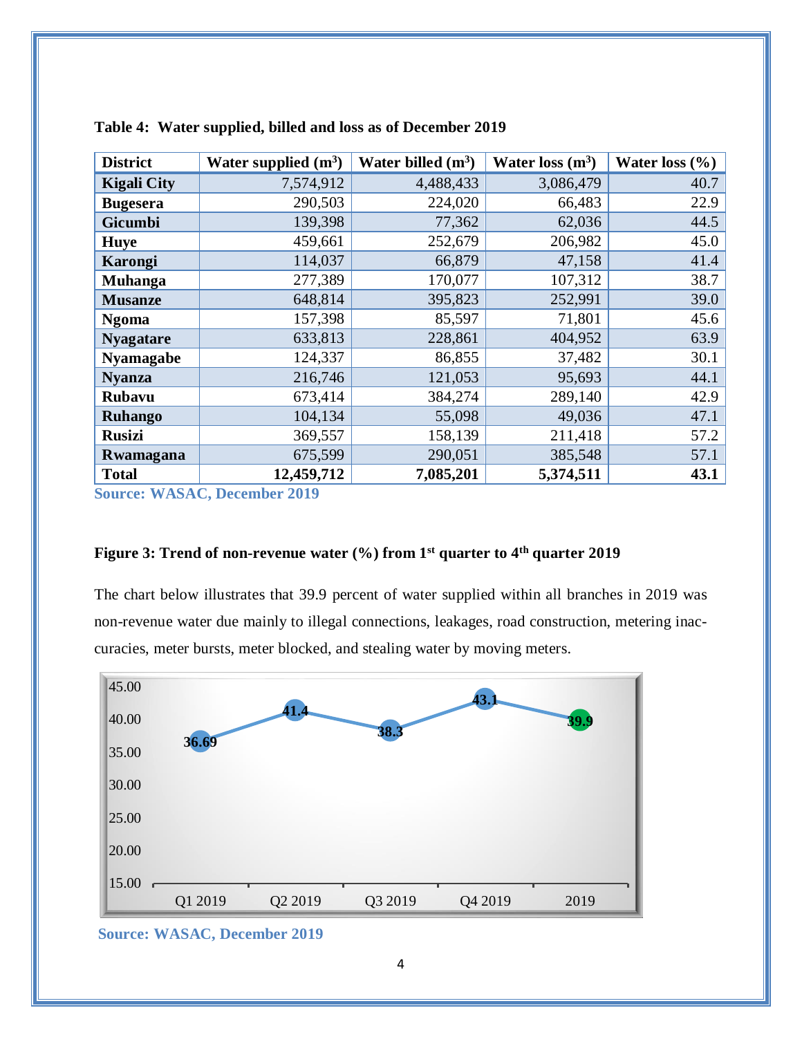**Table 4: Water supplied, billed and loss as of December 2019**

| District | Water supplied ($m^3$) | Water billed ($m^3$) | Water loss ($m^3$) | Water loss (%) |
|---|---|---|---|---|
| Kigali City | 7,574,912 | 4,488,433 | 3,086,479 | 40.7 |
| Bugesera | 290,503 | 224,020 | 66,483 | 22.9 |
| Gicumbi | 139,398 | 77,362 | 62,036 | 44.5 |
| Huye | 459,661 | 252,679 | 206,982 | 45.0 |
| Karongi | 114,037 | 66,879 | 47,158 | 41.4 |
| Muhanga | 277,389 | 170,077 | 107,312 | 38.7 |
| Musanze | 648,814 | 395,823 | 252,991 | 39.0 |
| Ngoma | 157,398 | 85,597 | 71,801 | 45.6 |
| Nyagatare | 633,813 | 228,861 | 404,952 | 63.9 |
| Nyamagabe | 124,337 | 86,855 | 37,482 | 30.1 |
| Nyanza | 216,746 | 121,053 | 95,693 | 44.1 |
| Rubavu | 673,414 | 384,274 | 289,140 | 42.9 |
| Ruhango | 104,134 | 55,098 | 49,036 | 47.1 |
| Rusizi | 369,557 | 158,139 | 211,418 | 57.2 |
| Rwamagana | 675,599 | 290,051 | 385,548 | 57.1 |
| **Total** | **12,459,712** | **7,085,201** | **5,374,511** | **43.1** |

**Source: WASAC, December 2019**

**Figure 3: Trend of non-revenue water (%) from 1st quarter to 4th quarter 2019**

The chart below illustrates that 39.9 percent of water supplied within all branches in 2019 was non-revenue water due mainly to illegal connections, leakages, road construction, metering inaccuracies, meter bursts, meter blocked, and stealing water by moving meters.

| Period | Non-revenue water (%) |
|---|---|
| Q1 2019 | 36.69 |
| Q2 2019 | 41.4 |
| Q3 2019 | 38.3 |
| Q4 2019 | 43.1 |
| 2019 | 39.9 |

**Source: WASAC, December 2019**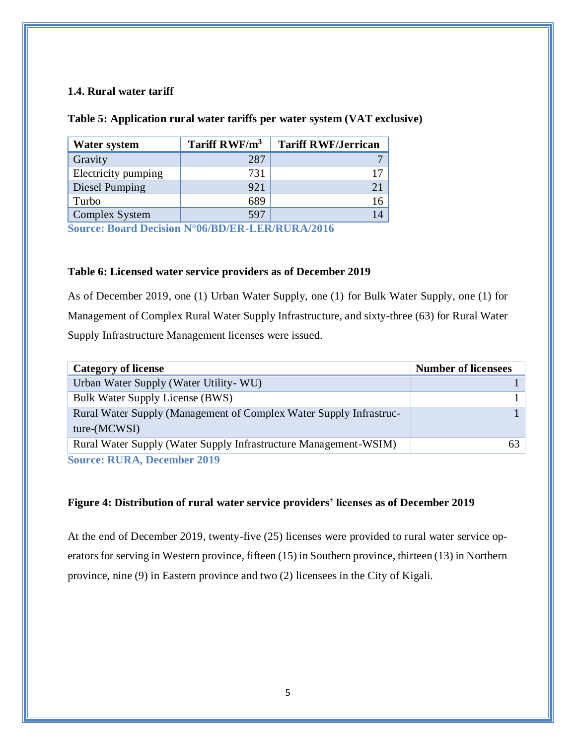### 1.4. Rural water tariff

**Table 5: Application rural water tariffs per water system (VAT exclusive)**

| Water system | Tariff RWF/m$^3$ | Tariff RWF/Jerrican |
|---|---|---|
| Gravity | 287 | 7 |
| Electricity pumping | 731 | 17 |
| Diesel Pumping | 921 | 21 |
| Turbo | 689 | 16 |
| Complex System | 597 | 14 |

**Source: Board Decision N°06/BD/ER-LER/RURA/2016**

**Table 6: Licensed water service providers as of December 2019**

As of December 2019, one (1) Urban Water Supply, one (1) for Bulk Water Supply, one (1) for Management of Complex Rural Water Supply Infrastructure, and sixty-three (63) for Rural Water Supply Infrastructure Management licenses were issued.

| Category of license | Number of licensees |
|---|---|
| Urban Water Supply (Water Utility- WU) | 1 |
| Bulk Water Supply License (BWS) | 1 |
| Rural Water Supply (Management of Complex Water Supply Infrastructure-(MCWSI) | 1 |
| Rural Water Supply (Water Supply Infrastructure Management-WSIM) | 63 |

**Source: RURA, December 2019**

**Figure 4: Distribution of rural water service providers' licenses as of December 2019**

At the end of December 2019, twenty-five (25) licenses were provided to rural water service operators for serving in Western province, fifteen (15) in Southern province, thirteen (13) in Northern province, nine (9) in Eastern province and two (2) licensees in the City of Kigali.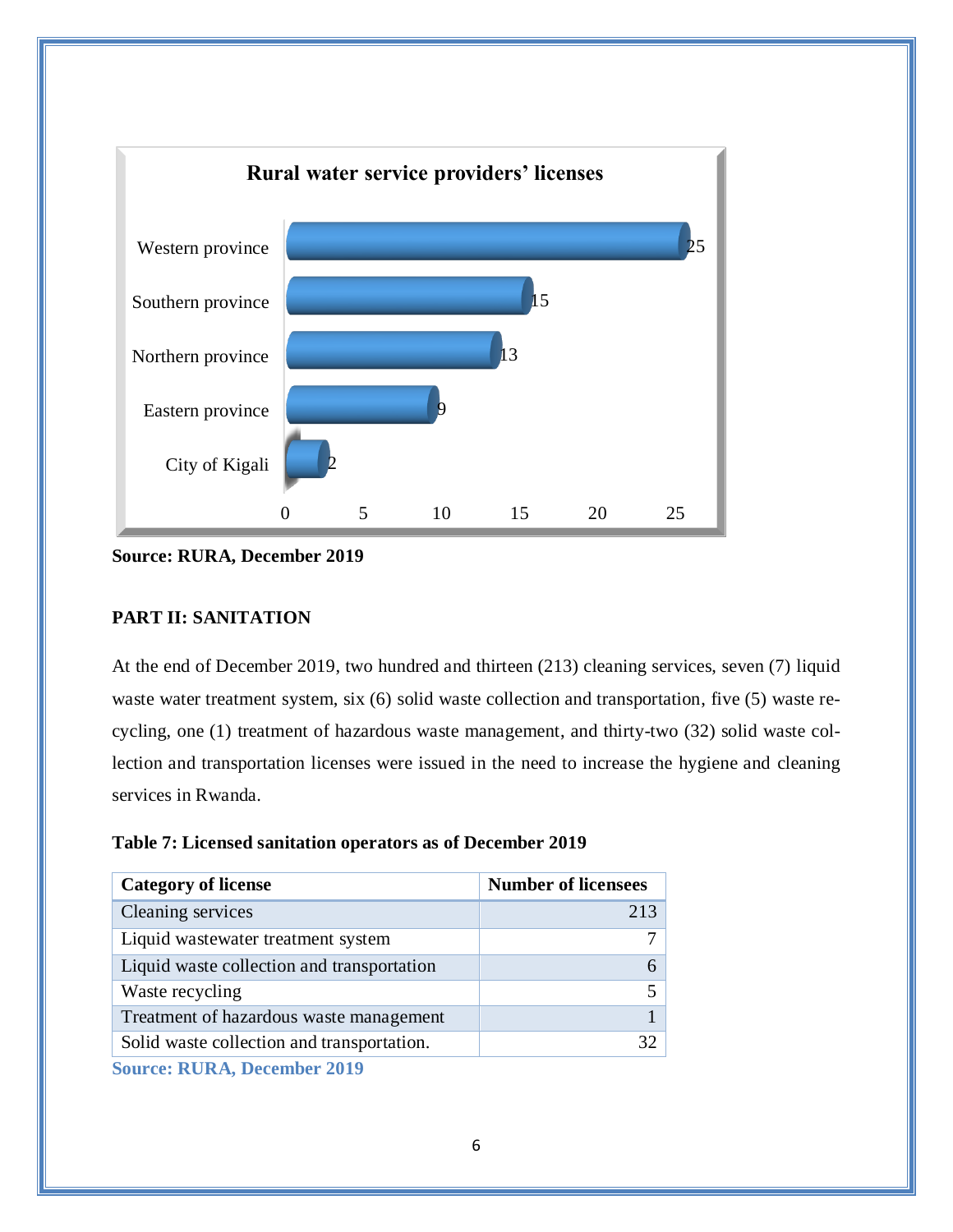**Rural water service providers' licenses**

| Province | Licenses |
|---|---|
| Western province | 25 |
| Southern province | 15 |
| Northern province | 13 |
| Eastern province | 9 |
| City of Kigali | 2 |

**Source: RURA, December 2019**

## PART II: SANITATION

At the end of December 2019, two hundred and thirteen (213) cleaning services, seven (7) liquid waste water treatment system, six (6) solid waste collection and transportation, five (5) waste recycling, one (1) treatment of hazardous waste management, and thirty-two (32) solid waste collection and transportation licenses were issued in the need to increase the hygiene and cleaning services in Rwanda.

**Table 7: Licensed sanitation operators as of December 2019**

| Category of license | Number of licensees |
|---|---|
| Cleaning services | 213 |
| Liquid wastewater treatment system | 7 |
| Liquid waste collection and transportation | 6 |
| Waste recycling | 5 |
| Treatment of hazardous waste management | 1 |
| Solid waste collection and transportation. | 32 |

**Source: RURA, December 2019**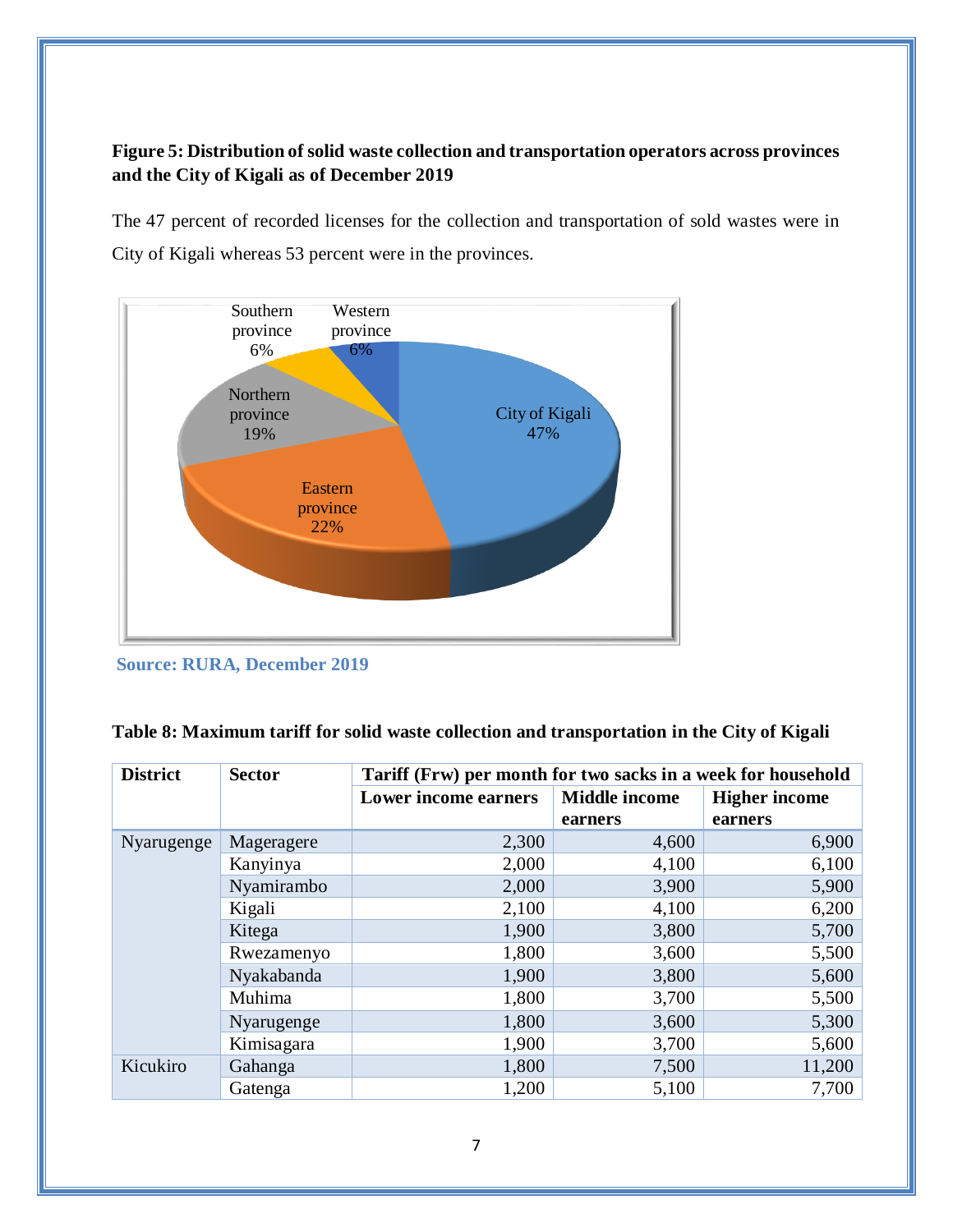**Figure 5: Distribution of solid waste collection and transportation operators across provinces and the City of Kigali as of December 2019**

The 47 percent of recorded licenses for the collection and transportation of sold wastes were in City of Kigali whereas 53 percent were in the provinces.

Southern province 6%
Western province 6%
Northern province 19%
City of Kigali 47%
Eastern province 22%

**Source: RURA, December 2019**

**Table 8: Maximum tariff for solid waste collection and transportation in the City of Kigali**

| District | Sector | Tariff (Frw) per month for two sacks in a week for household | | |
|---|---|---|---|---|
| | | Lower income earners | Middle income earners | Higher income earners |
| Nyarugenge | Mageragere | 2,300 | 4,600 | 6,900 |
| | Kanyinya | 2,000 | 4,100 | 6,100 |
| | Nyamirambo | 2,000 | 3,900 | 5,900 |
| | Kigali | 2,100 | 4,100 | 6,200 |
| | Kitega | 1,900 | 3,800 | 5,700 |
| | Rwezamenyo | 1,800 | 3,600 | 5,500 |
| | Nyakabanda | 1,900 | 3,800 | 5,600 |
| | Muhima | 1,800 | 3,700 | 5,500 |
| | Nyarugenge | 1,800 | 3,600 | 5,300 |
| | Kimisagara | 1,900 | 3,700 | 5,600 |
| Kicukiro | Gahanga | 1,800 | 7,500 | 11,200 |
| | Gatenga | 1,200 | 5,100 | 7,700 |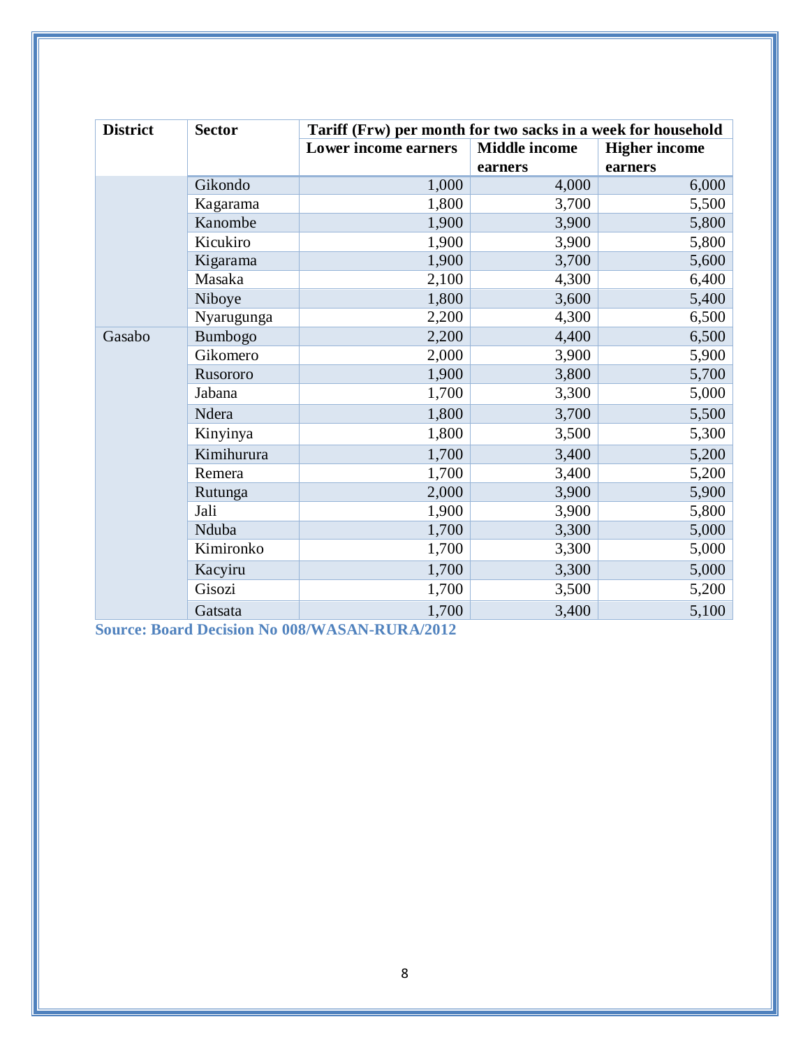| District | Sector | Tariff (Frw) per month for two sacks in a week for household | | |
|---|---|---|---|---|
| | | Lower income earners | Middle income earners | Higher income earners |
| | Gikondo | 1,000 | 4,000 | 6,000 |
| | Kagarama | 1,800 | 3,700 | 5,500 |
| | Kanombe | 1,900 | 3,900 | 5,800 |
| | Kicukiro | 1,900 | 3,900 | 5,800 |
| | Kigarama | 1,900 | 3,700 | 5,600 |
| | Masaka | 2,100 | 4,300 | 6,400 |
| | Niboye | 1,800 | 3,600 | 5,400 |
| | Nyarugunga | 2,200 | 4,300 | 6,500 |
| Gasabo | Bumbogo | 2,200 | 4,400 | 6,500 |
| | Gikomero | 2,000 | 3,900 | 5,900 |
| | Rusororo | 1,900 | 3,800 | 5,700 |
| | Jabana | 1,700 | 3,300 | 5,000 |
| | Ndera | 1,800 | 3,700 | 5,500 |
| | Kinyinya | 1,800 | 3,500 | 5,300 |
| | Kimihurura | 1,700 | 3,400 | 5,200 |
| | Remera | 1,700 | 3,400 | 5,200 |
| | Rutunga | 2,000 | 3,900 | 5,900 |
| | Jali | 1,900 | 3,900 | 5,800 |
| | Nduba | 1,700 | 3,300 | 5,000 |
| | Kimironko | 1,700 | 3,300 | 5,000 |
| | Kacyiru | 1,700 | 3,300 | 5,000 |
| | Gisozi | 1,700 | 3,500 | 5,200 |
| | Gatsata | 1,700 | 3,400 | 5,100 |

**Source: Board Decision No 008/WASAN-RURA/2012**